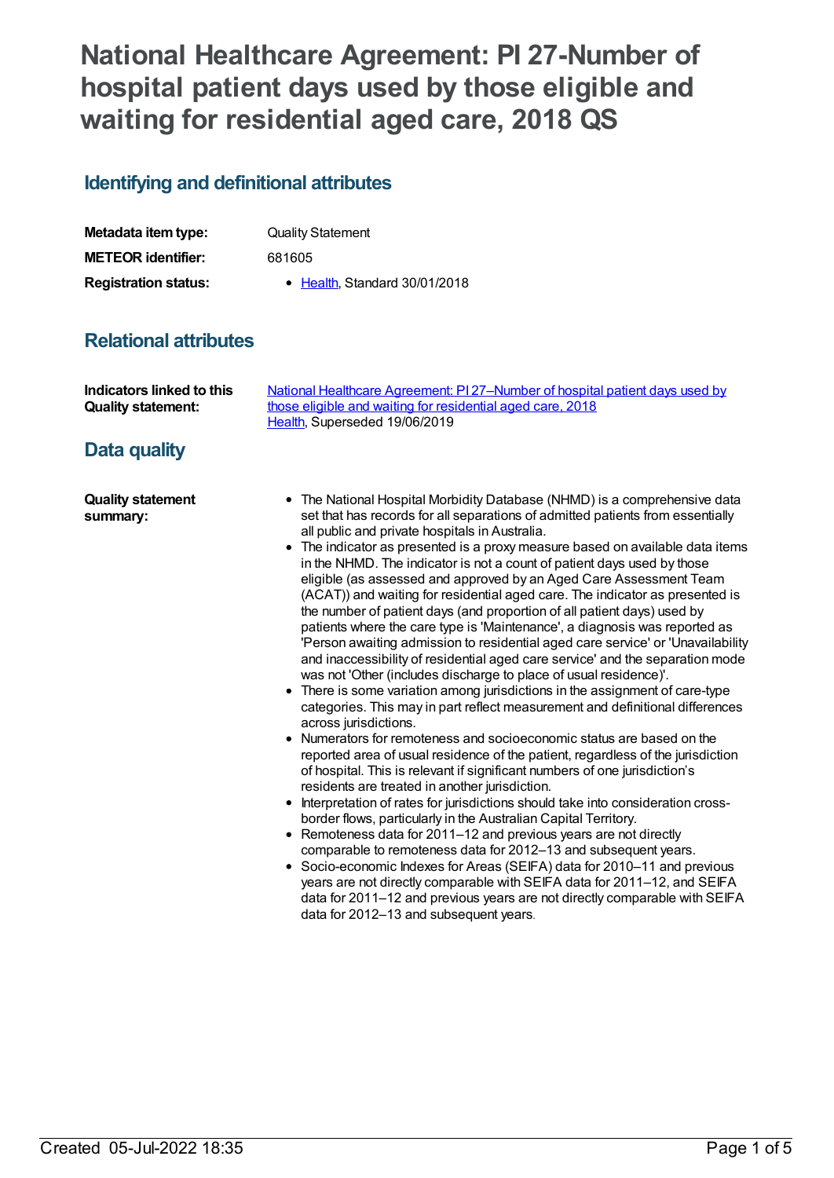# National Healthcare Agreement: PI 27-Number of hospital patient days used by those eligible and waiting for residential aged care, 2018 QS

## Identifying and definitional attributes

| | |
|---|---|
| **Metadata item type:** | Quality Statement |
| **METEOR identifier:** | 681605 |
| **Registration status:** | • Health, Standard 30/01/2018 |

## Relational attributes

| | |
|---|---|
| **Indicators linked to this Quality statement:** | National Healthcare Agreement: PI 27–Number of hospital patient days used by those eligible and waiting for residential aged care, 2018<br>Health, Superseded 19/06/2019 |

## Data quality

**Quality statement summary:**

- The National Hospital Morbidity Database (NHMD) is a comprehensive data set that has records for all separations of admitted patients from essentially all public and private hospitals in Australia.
- The indicator as presented is a proxy measure based on available data items in the NHMD. The indicator is not a count of patient days used by those eligible (as assessed and approved by an Aged Care Assessment Team (ACAT)) and waiting for residential aged care. The indicator as presented is the number of patient days (and proportion of all patient days) used by patients where the care type is 'Maintenance', a diagnosis was reported as 'Person awaiting admission to residential aged care service' or 'Unavailability and inaccessibility of residential aged care service' and the separation mode was not 'Other (includes discharge to place of usual residence)'.
- There is some variation among jurisdictions in the assignment of care-type categories. This may in part reflect measurement and definitional differences across jurisdictions.
- Numerators for remoteness and socioeconomic status are based on the reported area of usual residence of the patient, regardless of the jurisdiction of hospital. This is relevant if significant numbers of one jurisdiction's residents are treated in another jurisdiction.
- Interpretation of rates for jurisdictions should take into consideration cross-border flows, particularly in the Australian Capital Territory.
- Remoteness data for 2011–12 and previous years are not directly comparable to remoteness data for 2012–13 and subsequent years.
- Socio-economic Indexes for Areas (SEIFA) data for 2010–11 and previous years are not directly comparable with SEIFA data for 2011–12, and SEIFA data for 2011–12 and previous years are not directly comparable with SEIFA data for 2012–13 and subsequent years.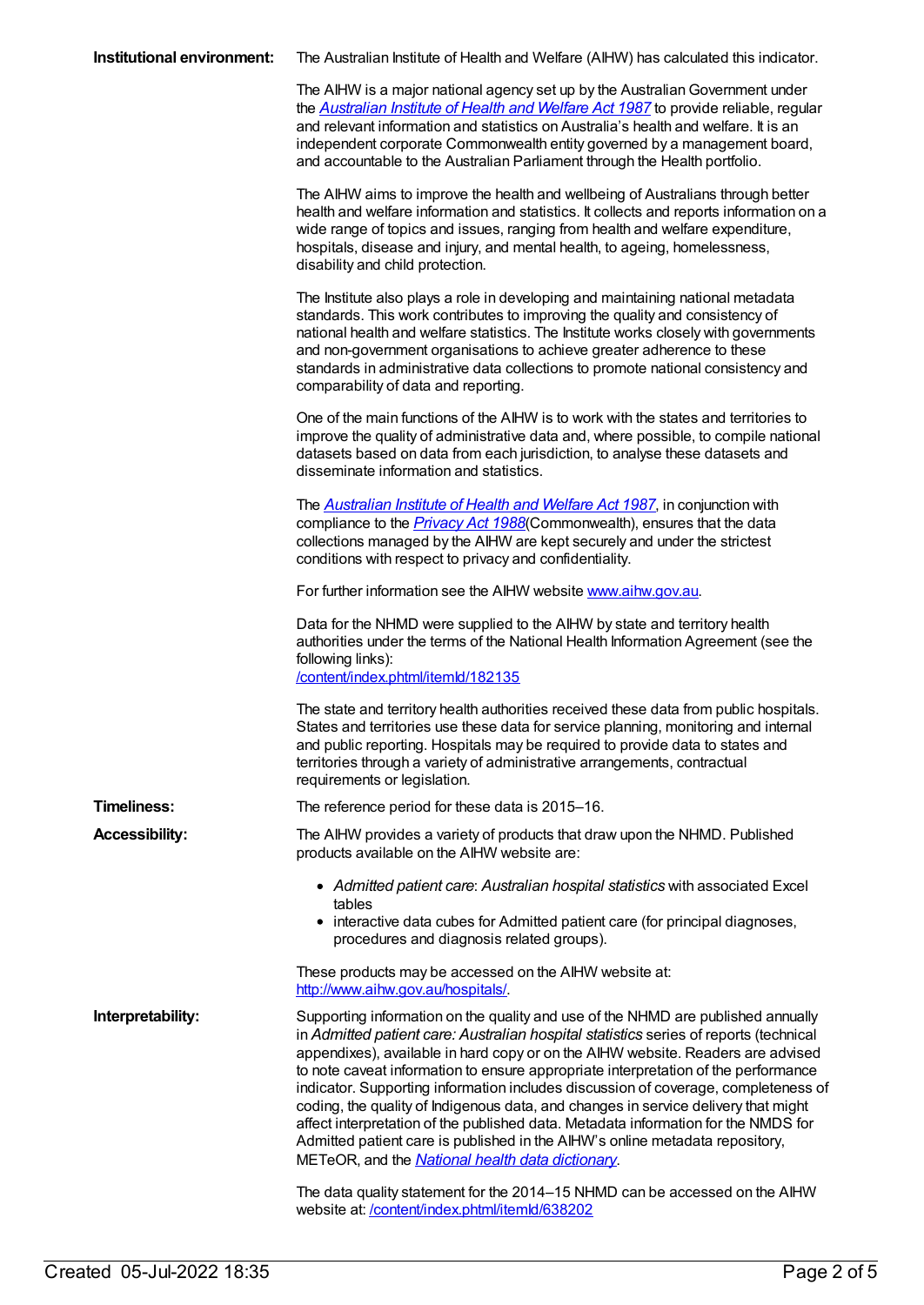**Institutional environment:** The Australian Institute of Health and Welfare (AIHW) has calculated this indicator.

The AIHW is a major national agency set up by the Australian Government under the *Australian Institute of Health and Welfare Act 1987* to provide reliable, regular and relevant information and statistics on Australia's health and welfare. It is an independent corporate Commonwealth entity governed by a management board, and accountable to the Australian Parliament through the Health portfolio.

The AIHW aims to improve the health and wellbeing of Australians through better health and welfare information and statistics. It collects and reports information on a wide range of topics and issues, ranging from health and welfare expenditure, hospitals, disease and injury, and mental health, to ageing, homelessness, disability and child protection.

The Institute also plays a role in developing and maintaining national metadata standards. This work contributes to improving the quality and consistency of national health and welfare statistics. The Institute works closely with governments and non-government organisations to achieve greater adherence to these standards in administrative data collections to promote national consistency and comparability of data and reporting.

One of the main functions of the AIHW is to work with the states and territories to improve the quality of administrative data and, where possible, to compile national datasets based on data from each jurisdiction, to analyse these datasets and disseminate information and statistics.

The *Australian Institute of Health and Welfare Act 1987*, in conjunction with compliance to the *Privacy Act 1988*(Commonwealth), ensures that the data collections managed by the AIHW are kept securely and under the strictest conditions with respect to privacy and confidentiality.

For further information see the AIHW website www.aihw.gov.au.

Data for the NHMD were supplied to the AIHW by state and territory health authorities under the terms of the National Health Information Agreement (see the following links):
/content/index.phtml/itemId/182135

The state and territory health authorities received these data from public hospitals. States and territories use these data for service planning, monitoring and internal and public reporting. Hospitals may be required to provide data to states and territories through a variety of administrative arrangements, contractual requirements or legislation.

**Timeliness:** The reference period for these data is 2015–16.

**Accessibility:** The AIHW provides a variety of products that draw upon the NHMD. Published products available on the AIHW website are:

- *Admitted patient care*: *Australian hospital statistics* with associated Excel tables
- interactive data cubes for Admitted patient care (for principal diagnoses, procedures and diagnosis related groups).

These products may be accessed on the AIHW website at: http://www.aihw.gov.au/hospitals/.

**Interpretability:** Supporting information on the quality and use of the NHMD are published annually in *Admitted patient care: Australian hospital statistics* series of reports (technical appendixes), available in hard copy or on the AIHW website. Readers are advised to note caveat information to ensure appropriate interpretation of the performance indicator. Supporting information includes discussion of coverage, completeness of coding, the quality of Indigenous data, and changes in service delivery that might affect interpretation of the published data. Metadata information for the NMDS for Admitted patient care is published in the AIHW's online metadata repository, METeOR, and the *National health data dictionary*.

The data quality statement for the 2014–15 NHMD can be accessed on the AIHW website at: /content/index.phtml/itemId/638202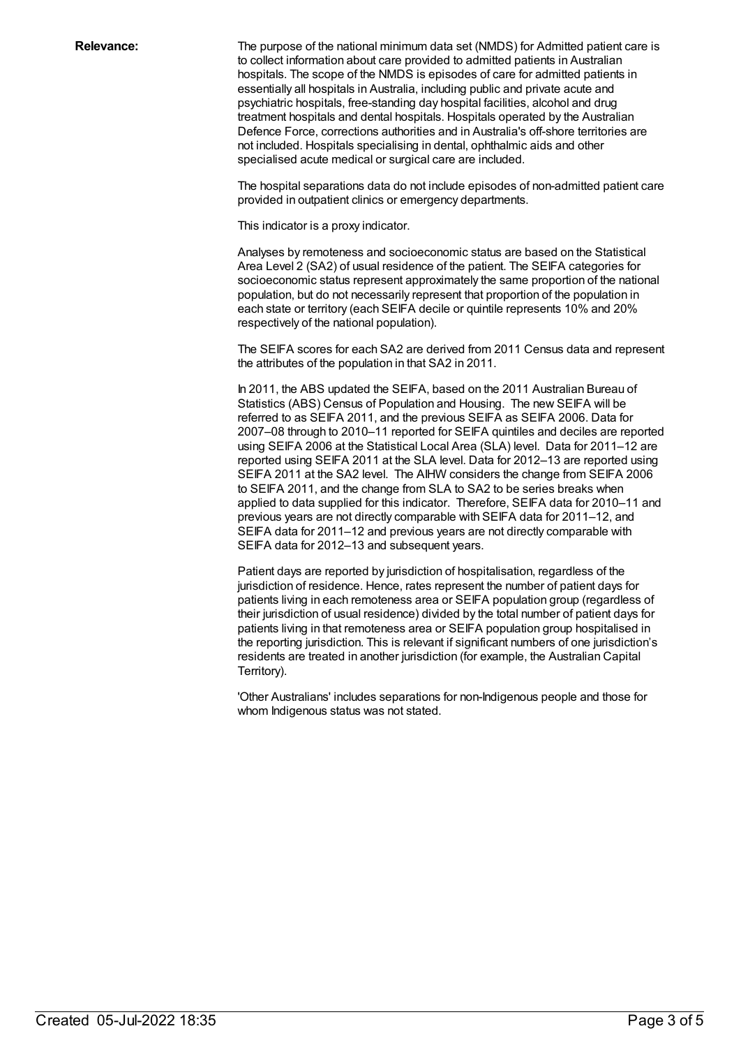**Relevance:** The purpose of the national minimum data set (NMDS) for Admitted patient care is to collect information about care provided to admitted patients in Australian hospitals. The scope of the NMDS is episodes of care for admitted patients in essentially all hospitals in Australia, including public and private acute and psychiatric hospitals, free-standing day hospital facilities, alcohol and drug treatment hospitals and dental hospitals. Hospitals operated by the Australian Defence Force, corrections authorities and in Australia's off-shore territories are not included. Hospitals specialising in dental, ophthalmic aids and other specialised acute medical or surgical care are included.

The hospital separations data do not include episodes of non-admitted patient care provided in outpatient clinics or emergency departments.

This indicator is a proxy indicator.

Analyses by remoteness and socioeconomic status are based on the Statistical Area Level 2 (SA2) of usual residence of the patient. The SEIFA categories for socioeconomic status represent approximately the same proportion of the national population, but do not necessarily represent that proportion of the population in each state or territory (each SEIFA decile or quintile represents 10% and 20% respectively of the national population).

The SEIFA scores for each SA2 are derived from 2011 Census data and represent the attributes of the population in that SA2 in 2011.

In 2011, the ABS updated the SEIFA, based on the 2011 Australian Bureau of Statistics (ABS) Census of Population and Housing. The new SEIFA will be referred to as SEIFA 2011, and the previous SEIFA as SEIFA 2006. Data for 2007–08 through to 2010–11 reported for SEIFA quintiles and deciles are reported using SEIFA 2006 at the Statistical Local Area (SLA) level. Data for 2011–12 are reported using SEIFA 2011 at the SLA level. Data for 2012–13 are reported using SEIFA 2011 at the SA2 level. The AIHW considers the change from SEIFA 2006 to SEIFA 2011, and the change from SLA to SA2 to be series breaks when applied to data supplied for this indicator. Therefore, SEIFA data for 2010–11 and previous years are not directly comparable with SEIFA data for 2011–12, and SEIFA data for 2011–12 and previous years are not directly comparable with SEIFA data for 2012–13 and subsequent years.

Patient days are reported by jurisdiction of hospitalisation, regardless of the jurisdiction of residence. Hence, rates represent the number of patient days for patients living in each remoteness area or SEIFA population group (regardless of their jurisdiction of usual residence) divided by the total number of patient days for patients living in that remoteness area or SEIFA population group hospitalised in the reporting jurisdiction. This is relevant if significant numbers of one jurisdiction's residents are treated in another jurisdiction (for example, the Australian Capital Territory).

'Other Australians' includes separations for non-Indigenous people and those for whom Indigenous status was not stated.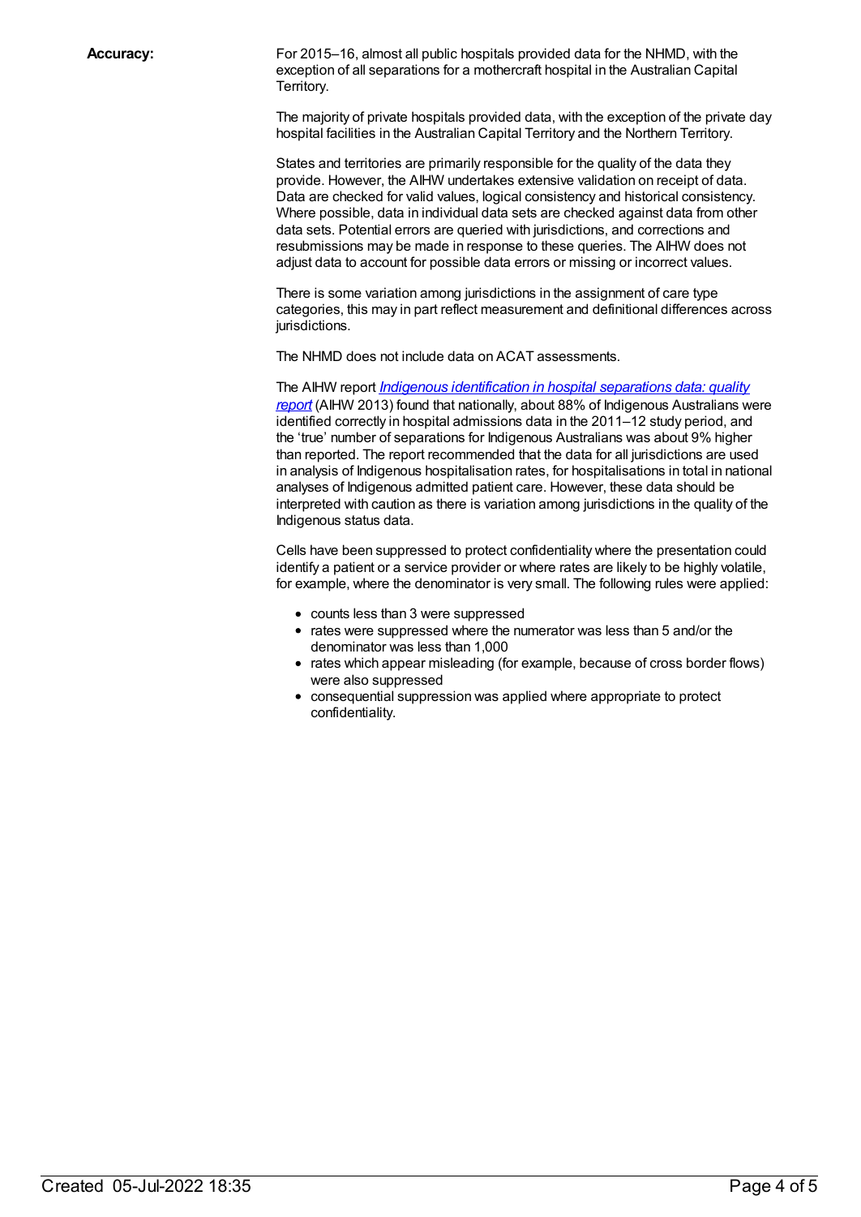**Accuracy:**

For 2015–16, almost all public hospitals provided data for the NHMD, with the exception of all separations for a mothercraft hospital in the Australian Capital Territory.

The majority of private hospitals provided data, with the exception of the private day hospital facilities in the Australian Capital Territory and the Northern Territory.

States and territories are primarily responsible for the quality of the data they provide. However, the AIHW undertakes extensive validation on receipt of data. Data are checked for valid values, logical consistency and historical consistency. Where possible, data in individual data sets are checked against data from other data sets. Potential errors are queried with jurisdictions, and corrections and resubmissions may be made in response to these queries. The AIHW does not adjust data to account for possible data errors or missing or incorrect values.

There is some variation among jurisdictions in the assignment of care type categories, this may in part reflect measurement and definitional differences across jurisdictions.

The NHMD does not include data on ACAT assessments.

The AIHW report *Indigenous identification in hospital separations data: quality report* (AIHW 2013) found that nationally, about 88% of Indigenous Australians were identified correctly in hospital admissions data in the 2011–12 study period, and the 'true' number of separations for Indigenous Australians was about 9% higher than reported. The report recommended that the data for all jurisdictions are used in analysis of Indigenous hospitalisation rates, for hospitalisations in total in national analyses of Indigenous admitted patient care. However, these data should be interpreted with caution as there is variation among jurisdictions in the quality of the Indigenous status data.

Cells have been suppressed to protect confidentiality where the presentation could identify a patient or a service provider or where rates are likely to be highly volatile, for example, where the denominator is very small. The following rules were applied:

- counts less than 3 were suppressed
- rates were suppressed where the numerator was less than 5 and/or the denominator was less than 1,000
- rates which appear misleading (for example, because of cross border flows) were also suppressed
- consequential suppression was applied where appropriate to protect confidentiality.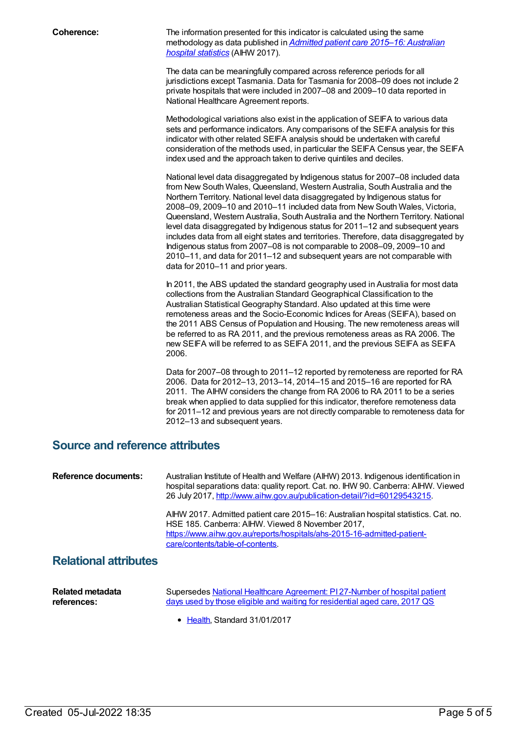**Coherence:**

The information presented for this indicator is calculated using the same methodology as data published in *[Admitted patient care 2015–16: Australian hospital statistics](https://www.aihw.gov.au/reports/hospitals/ahs-2015-16-admitted-patient-care/contents/table-of-contents)* (AIHW 2017).

The data can be meaningfully compared across reference periods for all jurisdictions except Tasmania. Data for Tasmania for 2008–09 does not include 2 private hospitals that were included in 2007–08 and 2009–10 data reported in National Healthcare Agreement reports.

Methodological variations also exist in the application of SEIFA to various data sets and performance indicators. Any comparisons of the SEIFA analysis for this indicator with other related SEIFA analysis should be undertaken with careful consideration of the methods used, in particular the SEIFA Census year, the SEIFA index used and the approach taken to derive quintiles and deciles.

National level data disaggregated by Indigenous status for 2007–08 included data from New South Wales, Queensland, Western Australia, South Australia and the Northern Territory. National level data disaggregated by Indigenous status for 2008–09, 2009–10 and 2010–11 included data from New South Wales, Victoria, Queensland, Western Australia, South Australia and the Northern Territory. National level data disaggregated by Indigenous status for 2011–12 and subsequent years includes data from all eight states and territories. Therefore, data disaggregated by Indigenous status from 2007–08 is not comparable to 2008–09, 2009–10 and 2010–11, and data for 2011–12 and subsequent years are not comparable with data for 2010–11 and prior years.

In 2011, the ABS updated the standard geography used in Australia for most data collections from the Australian Standard Geographical Classification to the Australian Statistical Geography Standard. Also updated at this time were remoteness areas and the Socio-Economic Indices for Areas (SEIFA), based on the 2011 ABS Census of Population and Housing. The new remoteness areas will be referred to as RA 2011, and the previous remoteness areas as RA 2006. The new SEIFA will be referred to as SEIFA 2011, and the previous SEIFA as SEIFA 2006.

Data for 2007–08 through to 2011–12 reported by remoteness are reported for RA 2006. Data for 2012–13, 2013–14, 2014–15 and 2015–16 are reported for RA 2011. The AIHW considers the change from RA 2006 to RA 2011 to be a series break when applied to data supplied for this indicator, therefore remoteness data for 2011–12 and previous years are not directly comparable to remoteness data for 2012–13 and subsequent years.

## Source and reference attributes

**Reference documents:**

Australian Institute of Health and Welfare (AIHW) 2013. Indigenous identification in hospital separations data: quality report. Cat. no. IHW 90. Canberra: AIHW. Viewed 26 July 2017, [http://www.aihw.gov.au/publication-detail/?id=60129543215](http://www.aihw.gov.au/publication-detail/?id=60129543215).

AIHW 2017. Admitted patient care 2015–16: Australian hospital statistics. Cat. no. HSE 185. Canberra: AIHW. Viewed 8 November 2017, [https://www.aihw.gov.au/reports/hospitals/ahs-2015-16-admitted-patient-care/contents/table-of-contents](https://www.aihw.gov.au/reports/hospitals/ahs-2015-16-admitted-patient-care/contents/table-of-contents).

## Relational attributes

**Related metadata references:**

Supersedes [National Healthcare Agreement: PI 27-Number of hospital patient days used by those eligible and waiting for residential aged care, 2017 QS]()

- [Health](), Standard 31/01/2017